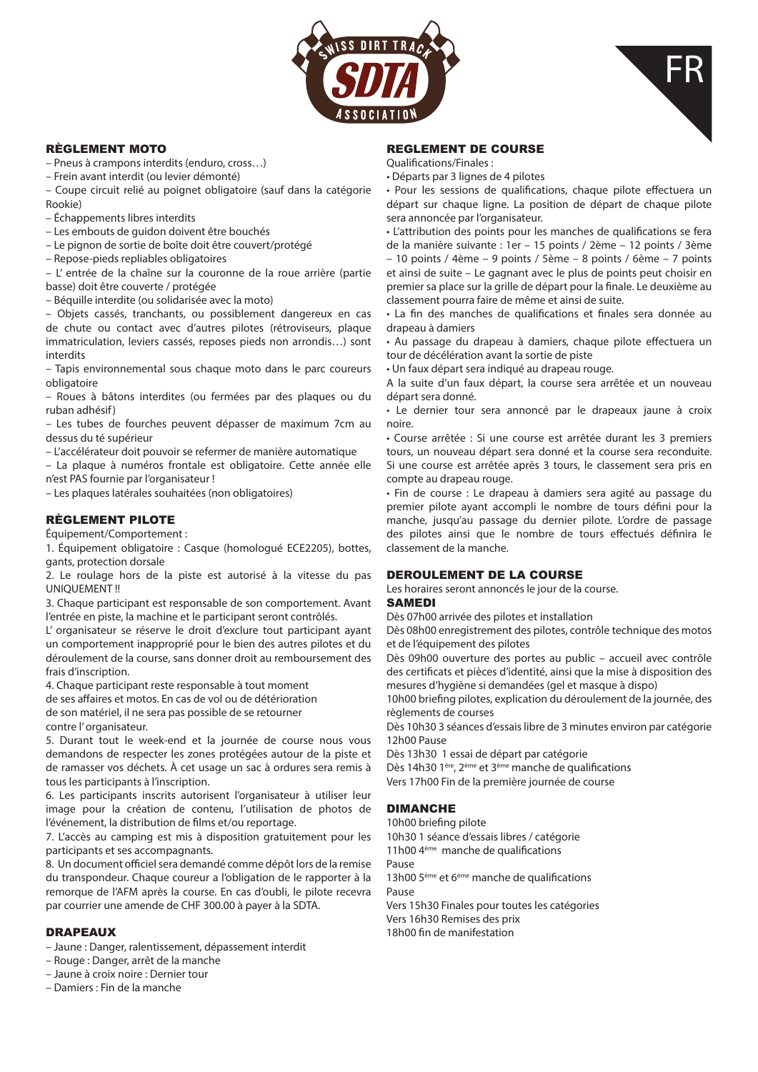FR

## RÈGLEMENT MOTO

– Pneus à crampons interdits (enduro, cross…)
– Frein avant interdit (ou levier démonté)
– Coupe circuit relié au poignet obligatoire (sauf dans la catégorie Rookie)
– Échappements libres interdits
– Les embouts de guidon doivent être bouchés
– Le pignon de sortie de boîte doit être couvert/protégé
– Repose-pieds repliables obligatoires
– L' entrée de la chaîne sur la couronne de la roue arrière (partie basse) doit être couverte / protégée
– Béquille interdite (ou solidarisée avec la moto)
– Objets cassés, tranchants, ou possiblement dangereux en cas de chute ou contact avec d'autres pilotes (rétroviseurs, plaque immatriculation, leviers cassés, reposes pieds non arrondis…) sont interdits
– Tapis environnemental sous chaque moto dans le parc coureurs obligatoire
– Roues à bâtons interdites (ou fermées par des plaques ou du ruban adhésif)
– Les tubes de fourches peuvent dépasser de maximum 7cm au dessus du té supérieur
– L'accélérateur doit pouvoir se refermer de manière automatique
– La plaque à numéros frontale est obligatoire. Cette année elle n'est PAS fournie par l'organisateur !
– Les plaques latérales souhaitées (non obligatoires)

## RÈGLEMENT PILOTE

Équipement/Comportement :

1. Équipement obligatoire : Casque (homologué ECE2205), bottes, gants, protection dorsale
2. Le roulage hors de la piste est autorisé à la vitesse du pas UNIQUEMENT !!
3. Chaque participant est responsable de son comportement. Avant l'entrée en piste, la machine et le participant seront contrôlés.
L' organisateur se réserve le droit d'exclure tout participant ayant un comportement inapproprié pour le bien des autres pilotes et du déroulement de la course, sans donner droit au remboursement des frais d'inscription.
4. Chaque participant reste responsable à tout moment de ses affaires et motos. En cas de vol ou de détérioration de son matériel, il ne sera pas possible de se retourner contre l' organisateur.
5. Durant tout le week-end et la journée de course nous vous demandons de respecter les zones protégées autour de la piste et de ramasser vos déchets. À cet usage un sac à ordures sera remis à tous les participants à l'inscription.
6. Les participants inscrits autorisent l'organisateur à utiliser leur image pour la création de contenu, l'utilisation de photos de l'événement, la distribution de films et/ou reportage.
7. L'accès au camping est mis à disposition gratuitement pour les participants et ses accompagnants.
8. Un document officiel sera demandé comme dépôt lors de la remise du transpondeur. Chaque coureur a l'obligation de le rapporter à la remorque de l'AFM après la course. En cas d'oubli, le pilote recevra par courrier une amende de CHF 300.00 à payer à la SDTA.

## DRAPEAUX

– Jaune : Danger, ralentissement, dépassement interdit
– Rouge : Danger, arrêt de la manche
– Jaune à croix noire : Dernier tour
– Damiers : Fin de la manche

## REGLEMENT DE COURSE

Qualifications/Finales :

• Départs par 3 lignes de 4 pilotes
• Pour les sessions de qualifications, chaque pilote effectuera un départ sur chaque ligne. La position de départ de chaque pilote sera annoncée par l'organisateur.
• L'attribution des points pour les manches de qualifications se fera de la manière suivante : 1er – 15 points / 2ème – 12 points / 3ème – 10 points / 4ème – 9 points / 5ème – 8 points / 6ème – 7 points et ainsi de suite – Le gagnant avec le plus de points peut choisir en premier sa place sur la grille de départ pour la finale. Le deuxième au classement pourra faire de même et ainsi de suite.
• La fin des manches de qualifications et finales sera donnée au drapeau à damiers
• Au passage du drapeau à damiers, chaque pilote effectuera un tour de décélération avant la sortie de piste
• Un faux départ sera indiqué au drapeau rouge.
A la suite d'un faux départ, la course sera arrêtée et un nouveau départ sera donné.
• Le dernier tour sera annoncé par le drapeaux jaune à croix noire.
• Course arrêtée : Si une course est arrêtée durant les 3 premiers tours, un nouveau départ sera donné et la course sera reconduite. Si une course est arrêtée après 3 tours, le classement sera pris en compte au drapeau rouge.
• Fin de course : Le drapeau à damiers sera agité au passage du premier pilote ayant accompli le nombre de tours défini pour la manche, jusqu'au passage du dernier pilote. L'ordre de passage des pilotes ainsi que le nombre de tours effectués définira le classement de la manche.

## DEROULEMENT DE LA COURSE

Les horaires seront annoncés le jour de la course.

### SAMEDI

Dès 07h00 arrivée des pilotes et installation
Dès 08h00 enregistrement des pilotes, contrôle technique des motos et de l'équipement des pilotes
Dès 09h00 ouverture des portes au public – accueil avec contrôle des certificats et pièces d'identité, ainsi que la mise à disposition des mesures d'hygiène si demandées (gel et masque à dispo)
10h00 briefing pilotes, explication du déroulement de la journée, des règlements de courses
Dès 10h30 3 séances d'essais libre de 3 minutes environ par catégorie
12h00 Pause
Dès 13h30 1 essai de départ par catégorie
Dès 14h30 1ère, 2ème et 3ème manche de qualifications
Vers 17h00 Fin de la première journée de course

### DIMANCHE

10h00 briefing pilote
10h30 1 séance d'essais libres / catégorie
11h00 4ème manche de qualifications
Pause
13h00 5ème et 6ème manche de qualifications
Pause
Vers 15h30 Finales pour toutes les catégories
Vers 16h30 Remises des prix
18h00 fin de manifestation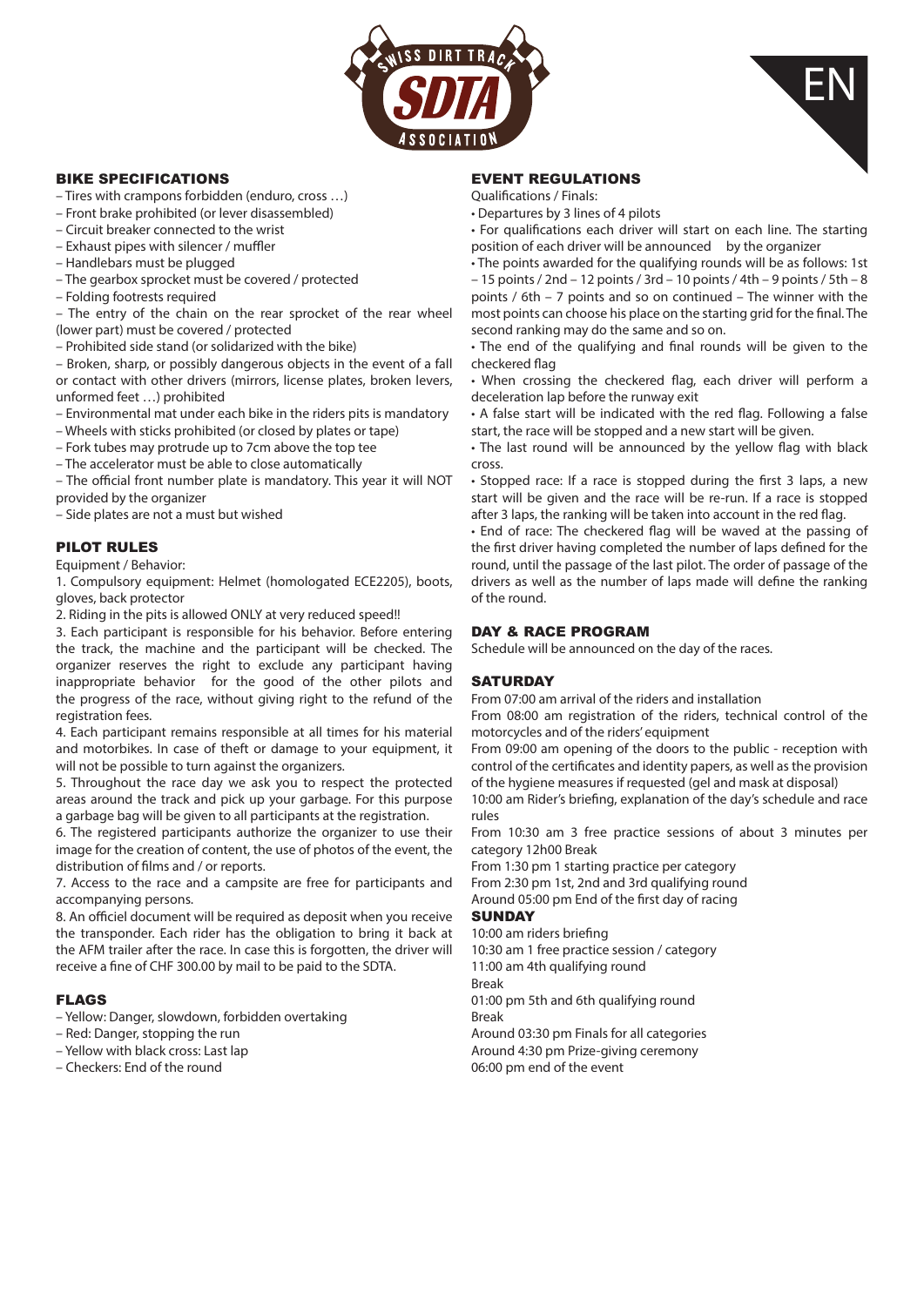EN

## BIKE SPECIFICATIONS

– Tires with crampons forbidden (enduro, cross …)
– Front brake prohibited (or lever disassembled)
– Circuit breaker connected to the wrist
– Exhaust pipes with silencer / muffler
– Handlebars must be plugged
– The gearbox sprocket must be covered / protected
– Folding footrests required
– The entry of the chain on the rear sprocket of the rear wheel (lower part) must be covered / protected
– Prohibited side stand (or solidarized with the bike)
– Broken, sharp, or possibly dangerous objects in the event of a fall or contact with other drivers (mirrors, license plates, broken levers, unformed feet …) prohibited
– Environmental mat under each bike in the riders pits is mandatory
– Wheels with sticks prohibited (or closed by plates or tape)
– Fork tubes may protrude up to 7cm above the top tee
– The accelerator must be able to close automatically
– The official front number plate is mandatory. This year it will NOT provided by the organizer
– Side plates are not a must but wished

## PILOT RULES

Equipment / Behavior:

1. Compulsory equipment: Helmet (homologated ECE2205), boots, gloves, back protector
2. Riding in the pits is allowed ONLY at very reduced speed!!
3. Each participant is responsible for his behavior. Before entering the track, the machine and the participant will be checked. The organizer reserves the right to exclude any participant having inappropriate behavior for the good of the other pilots and the progress of the race, without giving right to the refund of the registration fees.
4. Each participant remains responsible at all times for his material and motorbikes. In case of theft or damage to your equipment, it will not be possible to turn against the organizers.
5. Throughout the race day we ask you to respect the protected areas around the track and pick up your garbage. For this purpose a garbage bag will be given to all participants at the registration.
6. The registered participants authorize the organizer to use their image for the creation of content, the use of photos of the event, the distribution of films and / or reports.
7. Access to the race and a campsite are free for participants and accompanying persons.
8. An officiel document will be required as deposit when you receive the transponder. Each rider has the obligation to bring it back at the AFM trailer after the race. In case this is forgotten, the driver will receive a fine of CHF 300.00 by mail to be paid to the SDTA.

## FLAGS

– Yellow: Danger, slowdown, forbidden overtaking
– Red: Danger, stopping the run
– Yellow with black cross: Last lap
– Checkers: End of the round

## EVENT REGULATIONS

Qualifications / Finals:

- Departures by 3 lines of 4 pilots
- For qualifications each driver will start on each line. The starting position of each driver will be announced by the organizer
- The points awarded for the qualifying rounds will be as follows: 1st – 15 points / 2nd – 12 points / 3rd – 10 points / 4th – 9 points / 5th – 8 points / 6th – 7 points and so on continued – The winner with the most points can choose his place on the starting grid for the final. The second ranking may do the same and so on.
- The end of the qualifying and final rounds will be given to the checkered flag
- When crossing the checkered flag, each driver will perform a deceleration lap before the runway exit
- A false start will be indicated with the red flag. Following a false start, the race will be stopped and a new start will be given.
- The last round will be announced by the yellow flag with black cross.
- Stopped race: If a race is stopped during the first 3 laps, a new start will be given and the race will be re-run. If a race is stopped after 3 laps, the ranking will be taken into account in the red flag.
- End of race: The checkered flag will be waved at the passing of the first driver having completed the number of laps defined for the round, until the passage of the last pilot. The order of passage of the drivers as well as the number of laps made will define the ranking of the round.

## DAY & RACE PROGRAM

Schedule will be announced on the day of the races.

## SATURDAY

From 07:00 am arrival of the riders and installation
From 08:00 am registration of the riders, technical control of the motorcycles and of the riders' equipment
From 09:00 am opening of the doors to the public - reception with control of the certificates and identity papers, as well as the provision of the hygiene measures if requested (gel and mask at disposal)
10:00 am Rider's briefing, explanation of the day's schedule and race rules
From 10:30 am 3 free practice sessions of about 3 minutes per category 12h00 Break
From 1:30 pm 1 starting practice per category
From 2:30 pm 1st, 2nd and 3rd qualifying round
Around 05:00 pm End of the first day of racing

## SUNDAY

10:00 am riders briefing
10:30 am 1 free practice session / category
11:00 am 4th qualifying round
Break
01:00 pm 5th and 6th qualifying round
Break
Around 03:30 pm Finals for all categories
Around 4:30 pm Prize-giving ceremony
06:00 pm end of the event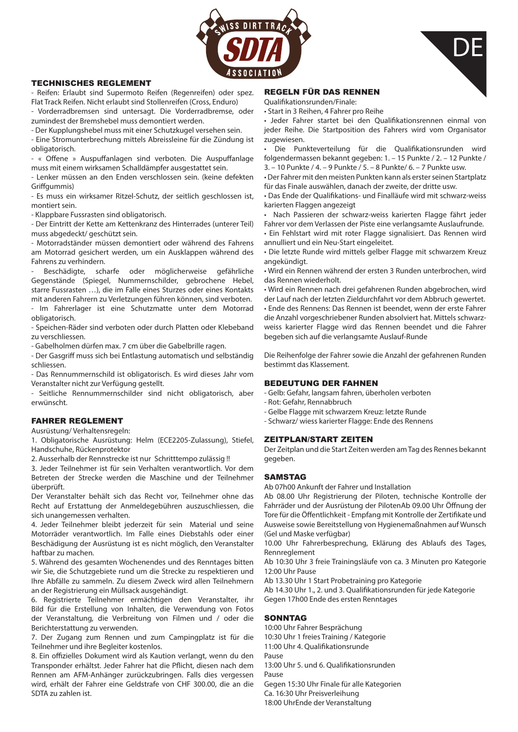## TECHNISCHES REGLEMENT

- Reifen: Erlaubt sind Supermoto Reifen (Regenreifen) oder spez. Flat Track Reifen. Nicht erlaubt sind Stollenreifen (Cross, Enduro)
- Vorderradbremsen sind untersagt. Die Vorderradbremse, oder zumindest der Bremshebel muss demontiert werden.
- Der Kupplungshebel muss mit einer Schutzkugel versehen sein.
- Eine Stromunterbrechung mittels Abreissleine für die Zündung ist obligatorisch.
- « Offene » Auspuffanlagen sind verboten. Die Auspuffanlage muss mit einem wirksamen Schalldämpfer ausgestattet sein.
- Lenker müssen an den Enden verschlossen sein. (keine defekten Griffgummis)
- Es muss ein wirksamer Ritzel-Schutz, der seitlich geschlossen ist, montiert sein.
- Klappbare Fussrasten sind obligatorisch.
- Der Eintritt der Kette am Kettenkranz des Hinterrades (unterer Teil) muss abgedeckt/ geschützt sein.
- Motorradständer müssen demontiert oder während des Fahrens am Motorrad gesichert werden, um ein Ausklappen während des Fahrens zu verhindern.
- Beschädigte, scharfe oder möglicherweise gefährliche Gegenstände (Spiegel, Nummernschilder, gebrochene Hebel, starre Fussrasten …), die im Falle eines Sturzes oder eines Kontakts mit anderen Fahrern zu Verletzungen führen können, sind verboten.
- Im Fahrerlager ist eine Schutzmatte unter dem Motorrad obligatorisch.
- Speichen-Räder sind verboten oder durch Platten oder Klebeband zu verschliessen.
- Gabelholmen dürfen max. 7 cm über die Gabelbrille ragen.
- Der Gasgriff muss sich bei Entlastung automatisch und selbständig schliessen.
- Das Rennummernschild ist obligatorisch. Es wird dieses Jahr vom Veranstalter nicht zur Verfügung gestellt.
- Seitliche Rennummernschilder sind nicht obligatorisch, aber erwünscht.

## FAHRER REGLEMENT

Ausrüstung/ Verhaltensregeln:

1. Obligatorische Ausrüstung: Helm (ECE2205-Zulassung), Stiefel, Handschuhe, Rückenprotektor
2. Ausserhalb der Rennstrecke ist nur Schritttempo zulässig !!
3. Jeder Teilnehmer ist für sein Verhalten verantwortlich. Vor dem Betreten der Strecke werden die Maschine und der Teilnehmer überprüft.
   Der Veranstalter behält sich das Recht vor, Teilnehmer ohne das Recht auf Erstattung der Anmeldegebühren auszuschliessen, die sich unangemessen verhalten.
4. Jeder Teilnehmer bleibt jederzeit für sein Material und seine Motorräder verantwortlich. Im Falle eines Diebstahls oder einer Beschädigung der Ausrüstung ist es nicht möglich, den Veranstalter haftbar zu machen.
5. Während des gesamten Wochenendes und des Renntages bitten wir Sie, die Schutzgebiete rund um die Strecke zu respektieren und Ihre Abfälle zu sammeln. Zu diesem Zweck wird allen Teilnehmern an der Registrierung ein Müllsack ausgehändigt.
6. Registrierte Teilnehmer ermächtigen den Veranstalter, ihr Bild für die Erstellung von Inhalten, die Verwendung von Fotos der Veranstaltung, die Verbreitung von Filmen und / oder die Berichterstattung zu verwenden.
7. Der Zugang zum Rennen und zum Campingplatz ist für die Teilnehmer und ihre Begleiter kostenlos.
8. Ein offizielles Dokument wird als Kaution verlangt, wenn du den Transponder erhältst. Jeder Fahrer hat die Pflicht, diesen nach dem Rennen am AFM-Anhänger zurückzubringen. Falls dies vergessen wird, erhält der Fahrer eine Geldstrafe von CHF 300.00, die an die SDTA zu zahlen ist.

## REGELN FÜR DAS RENNEN

Qualifikationsrunden/Finale:

- Start in 3 Reihen, 4 Fahrer pro Reihe
- Jeder Fahrer startet bei den Qualifikationsrennen einmal von jeder Reihe. Die Startposition des Fahrers wird vom Organisator zugewiesen.
- Die Punkteverteilung für die Qualifikationsrunden wird folgendermassen bekannt gegeben: 1. – 15 Punkte / 2. – 12 Punkte / 3. – 10 Punkte / 4. – 9 Punkte / 5. – 8 Punkte/ 6. – 7 Punkte usw.
- Der Fahrer mit den meisten Punkten kann als erster seinen Startplatz für das Finale auswählen, danach der zweite, der dritte usw.
- Das Ende der Qualifikations- und Finalläufe wird mit schwarz-weiss karierten Flaggen angezeigt
- Nach Passieren der schwarz-weiss karierten Flagge fährt jeder Fahrer vor dem Verlassen der Piste eine verlangsamte Auslaufrunde.
- Ein Fehlstart wird mit roter Flagge signalisiert. Das Rennen wird annulliert und ein Neu-Start eingeleitet.
- Die letzte Runde wird mittels gelber Flagge mit schwarzem Kreuz angekündigt.
- Wird ein Rennen während der ersten 3 Runden unterbrochen, wird das Rennen wiederholt.
- Wird ein Rennen nach drei gefahrenen Runden abgebrochen, wird der Lauf nach der letzten Zieldurchfahrt vor dem Abbruch gewertet.
- Ende des Rennens: Das Rennen ist beendet, wenn der erste Fahrer die Anzahl vorgeschriebener Runden absolviert hat. Mittels schwarz-weiss karierter Flagge wird das Rennen beendet und die Fahrer begeben sich auf die verlangsamte Auslauf-Runde

Die Reihenfolge der Fahrer sowie die Anzahl der gefahrenen Runden bestimmt das Klassement.

## BEDEUTUNG DER FAHNEN

- Gelb: Gefahr, langsam fahren, überholen verboten
- Rot: Gefahr, Rennabbruch
- Gelbe Flagge mit schwarzem Kreuz: letzte Runde
- Schwarz/ wiess karierter Flagge: Ende des Rennens

## ZEITPLAN/START ZEITEN

Der Zeitplan und die Start Zeiten werden am Tag des Rennes bekannt gegeben.

## SAMSTAG

Ab 07h00 Ankunft der Fahrer und Installation

Ab 08.00 Uhr Registrierung der Piloten, technische Kontrolle der Fahrräder und der Ausrüstung der PilotenAb 09.00 Uhr Öffnung der Tore für die Öffentlichkeit - Empfang mit Kontrolle der Zertifikate und Ausweise sowie Bereitstellung von Hygienemaßnahmen auf Wunsch (Gel und Maske verfügbar)

10.00 Uhr Fahrerbesprechung, Klärung des Ablaufs des Tages, Rennreglement

Ab 10:30 Uhr 3 freie Trainingsläufe von ca. 3 Minuten pro Kategorie

12:00 Uhr Pause

Ab 13.30 Uhr 1 Start Probetraining pro Kategorie

Ab 14.30 Uhr 1., 2. und 3. Qualifikationsrunden für jede Kategorie

Gegen 17h00 Ende des ersten Renntages

## SONNTAG

10:00 Uhr Fahrer Besprächung

10:30 Uhr 1 freies Training / Kategorie

11:00 Uhr 4. Qualifikationsrunde

Pause

13:00 Uhr 5. und 6. Qualifikationsrunden

Pause

Gegen 15:30 Uhr Finale für alle Kategorien

Ca. 16:30 Uhr Preisverleihung

18:00 UhrEnde der Veranstaltung